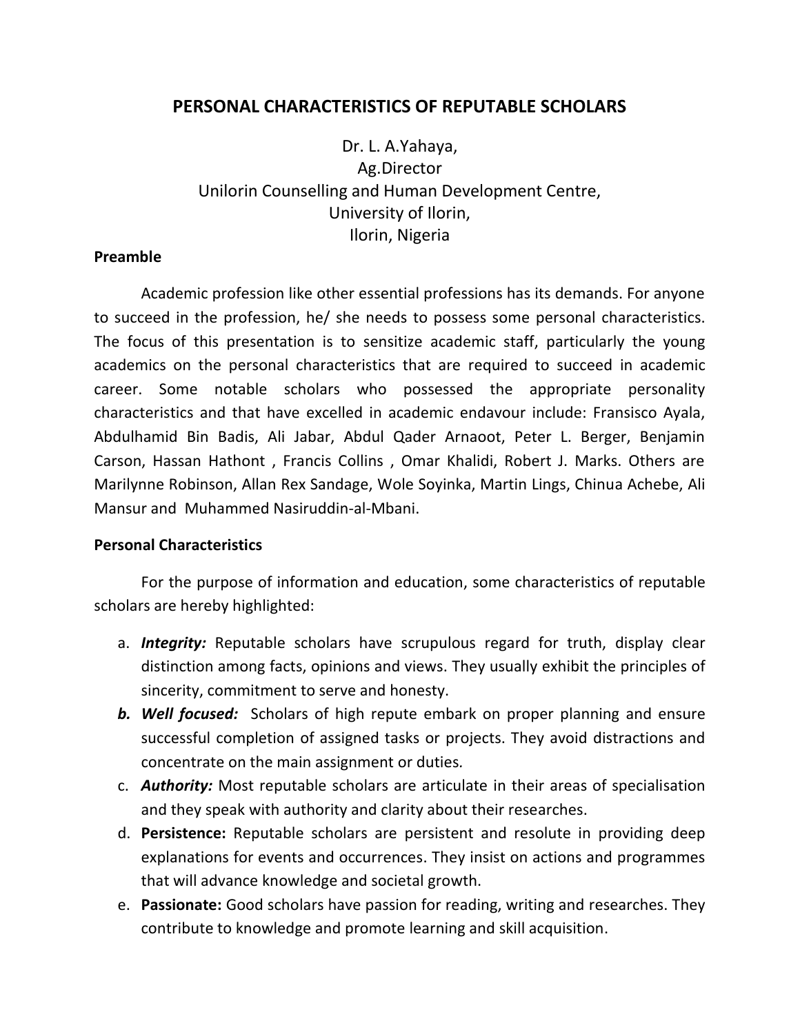# PERSONAL CHARACTERISTICS OF REPUTABLE SCHOLARS

Dr. L. A.Yahaya,
Ag.Director
Unilorin Counselling and Human Development Centre,
University of Ilorin,
Ilorin, Nigeria

## Preamble

Academic profession like other essential professions has its demands. For anyone to succeed in the profession, he/ she needs to possess some personal characteristics. The focus of this presentation is to sensitize academic staff, particularly the young academics on the personal characteristics that are required to succeed in academic career. Some notable scholars who possessed the appropriate personality characteristics and that have excelled in academic endavour include: Fransisco Ayala, Abdulhamid Bin Badis, Ali Jabar, Abdul Qader Arnaoot, Peter L. Berger, Benjamin Carson, Hassan Hathont , Francis Collins , Omar Khalidi, Robert J. Marks. Others are Marilynne Robinson, Allan Rex Sandage, Wole Soyinka, Martin Lings, Chinua Achebe, Ali Mansur and Muhammed Nasiruddin-al-Mbani.

## Personal Characteristics

For the purpose of information and education, some characteristics of reputable scholars are hereby highlighted:

a. ***Integrity:*** Reputable scholars have scrupulous regard for truth, display clear distinction among facts, opinions and views. They usually exhibit the principles of sincerity, commitment to serve and honesty.

***b. Well focused:*** Scholars of high repute embark on proper planning and ensure successful completion of assigned tasks or projects. They avoid distractions and concentrate on the main assignment or duties.

c. ***Authority:*** Most reputable scholars are articulate in their areas of specialisation and they speak with authority and clarity about their researches.

d. **Persistence:** Reputable scholars are persistent and resolute in providing deep explanations for events and occurrences. They insist on actions and programmes that will advance knowledge and societal growth.

e. **Passionate:** Good scholars have passion for reading, writing and researches. They contribute to knowledge and promote learning and skill acquisition.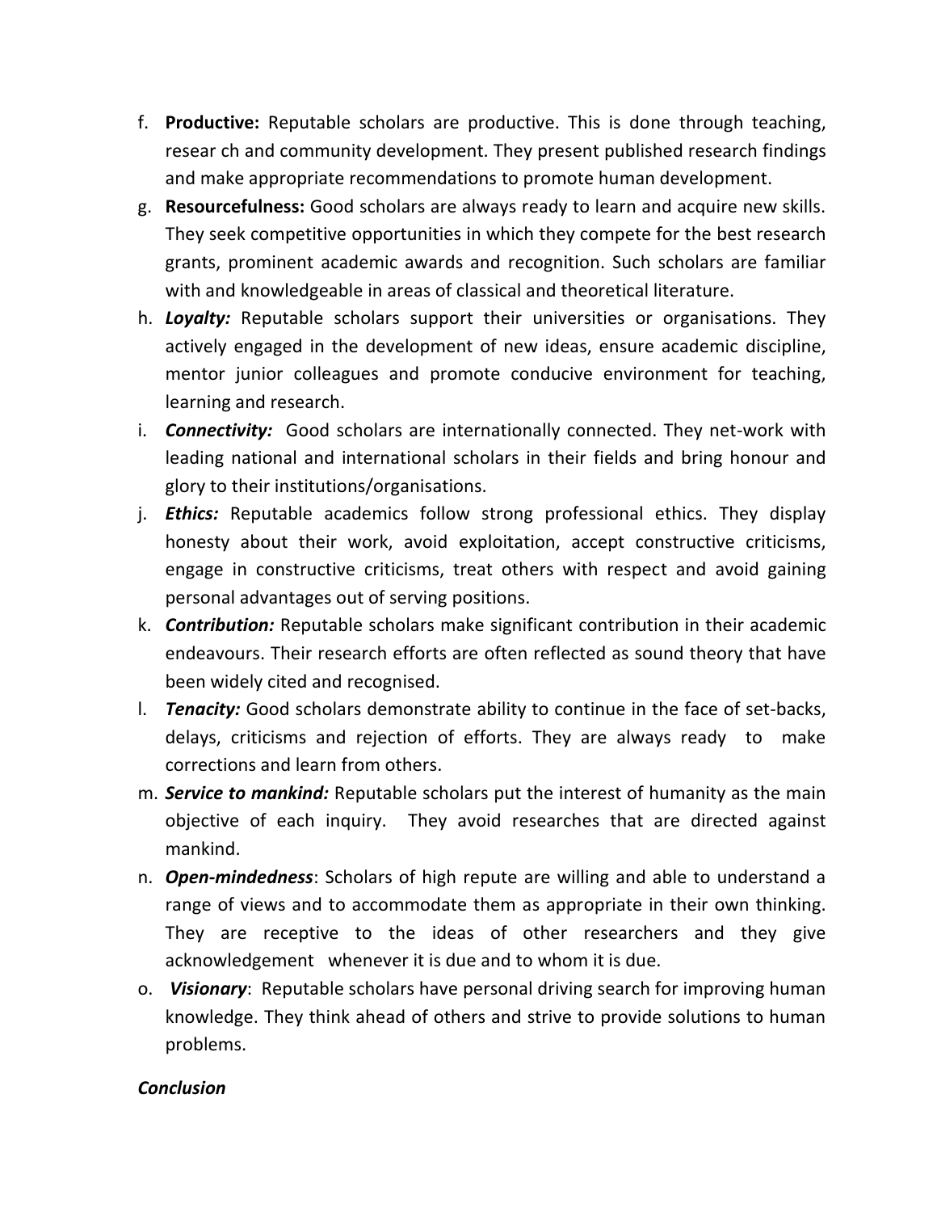f. **Productive:** Reputable scholars are productive. This is done through teaching, resear ch and community development. They present published research findings and make appropriate recommendations to promote human development.

g. **Resourcefulness:** Good scholars are always ready to learn and acquire new skills. They seek competitive opportunities in which they compete for the best research grants, prominent academic awards and recognition. Such scholars are familiar with and knowledgeable in areas of classical and theoretical literature.

h. ***Loyalty:*** Reputable scholars support their universities or organisations. They actively engaged in the development of new ideas, ensure academic discipline, mentor junior colleagues and promote conducive environment for teaching, learning and research.

i. ***Connectivity:*** Good scholars are internationally connected. They net-work with leading national and international scholars in their fields and bring honour and glory to their institutions/organisations.

j. ***Ethics:*** Reputable academics follow strong professional ethics. They display honesty about their work, avoid exploitation, accept constructive criticisms, engage in constructive criticisms, treat others with respect and avoid gaining personal advantages out of serving positions.

k. ***Contribution:*** Reputable scholars make significant contribution in their academic endeavours. Their research efforts are often reflected as sound theory that have been widely cited and recognised.

l. ***Tenacity:*** Good scholars demonstrate ability to continue in the face of set-backs, delays, criticisms and rejection of efforts. They are always ready to make corrections and learn from others.

m. ***Service to mankind:*** Reputable scholars put the interest of humanity as the main objective of each inquiry. They avoid researches that are directed against mankind.

n. ***Open-mindedness***: Scholars of high repute are willing and able to understand a range of views and to accommodate them as appropriate in their own thinking. They are receptive to the ideas of other researchers and they give acknowledgement whenever it is due and to whom it is due.

o. ***Visionary***: Reputable scholars have personal driving search for improving human knowledge. They think ahead of others and strive to provide solutions to human problems.

***Conclusion***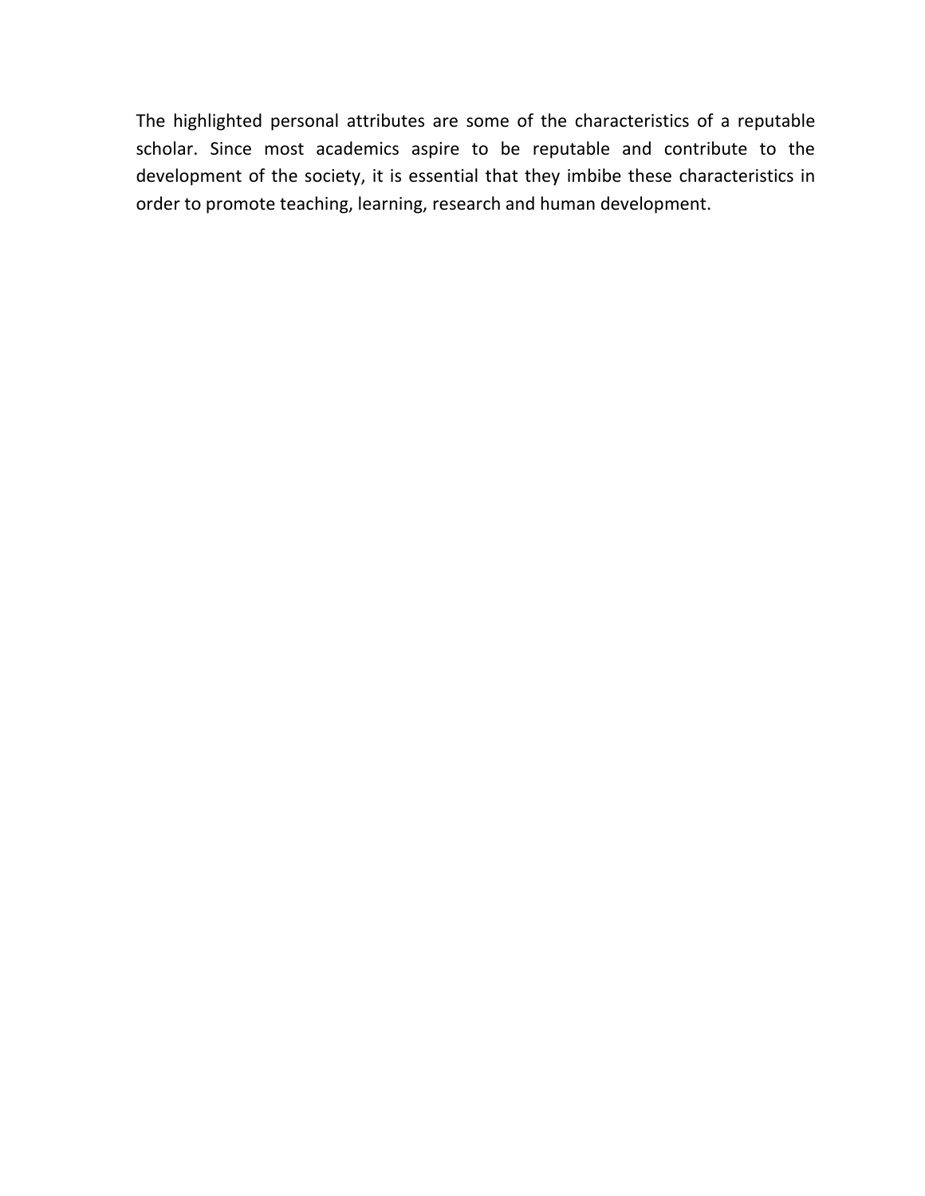The highlighted personal attributes are some of the characteristics of a reputable scholar. Since most academics aspire to be reputable and contribute to the development of the society, it is essential that they imbibe these characteristics in order to promote teaching, learning, research and human development.